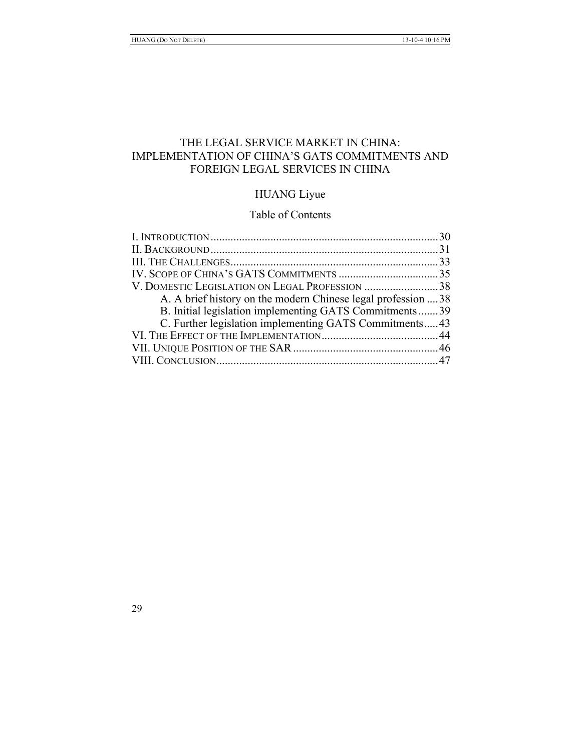# THE LEGAL SERVICE MARKET IN CHINA: IMPLEMENTATION OF CHINA'S GATS COMMITMENTS AND FOREIGN LEGAL SERVICES IN CHINA

HUANG Liyue

Table of Contents

I. INTRODUCTION ........................................................................ 30
II. BACKGROUND ........................................................................ 31
III. THE CHALLENGES ................................................................ 33
IV. SCOPE OF CHINA'S GATS COMMITMENTS ................................ 35
V. DOMESTIC LEGISLATION ON LEGAL PROFESSION .......................... 38
  A. A brief history on the modern Chinese legal profession .... 38
  B. Initial legislation implementing GATS Commitments ....... 39
  C. Further legislation implementing GATS Commitments ..... 43
VI. THE EFFECT OF THE IMPLEMENTATION ...................................... 44
VII. UNIQUE POSITION OF THE SAR ................................................ 46
VIII. CONCLUSION ........................................................................ 47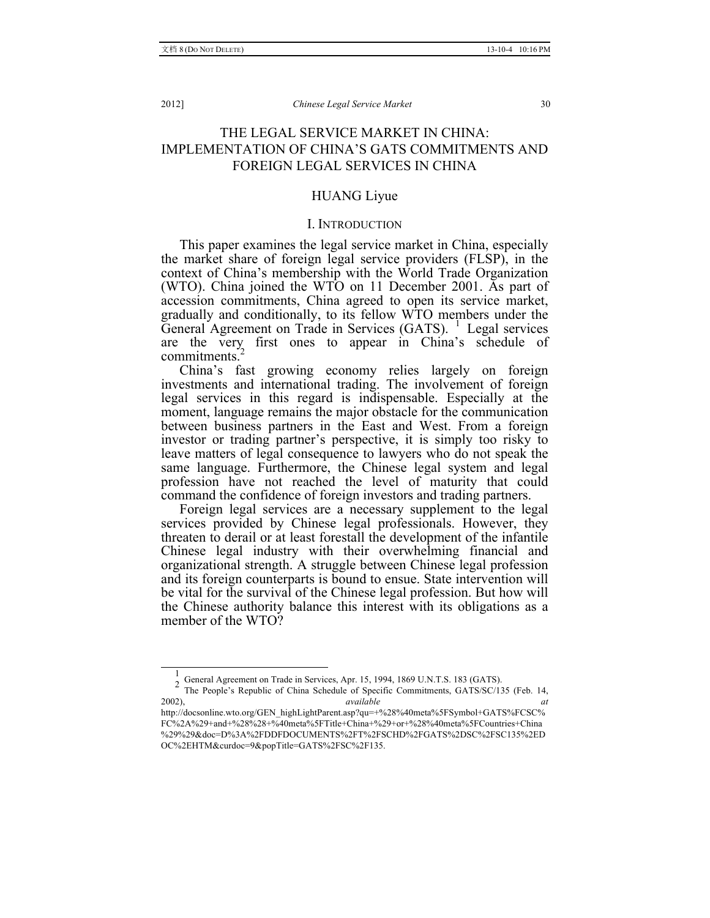# THE LEGAL SERVICE MARKET IN CHINA: IMPLEMENTATION OF CHINA'S GATS COMMITMENTS AND FOREIGN LEGAL SERVICES IN CHINA

HUANG Liyue

## I. INTRODUCTION

This paper examines the legal service market in China, especially the market share of foreign legal service providers (FLSP), in the context of China's membership with the World Trade Organization (WTO). China joined the WTO on 11 December 2001. As part of accession commitments, China agreed to open its service market, gradually and conditionally, to its fellow WTO members under the General Agreement on Trade in Services (GATS). [1] Legal services are the very first ones to appear in China's schedule of commitments.[2]

China's fast growing economy relies largely on foreign investments and international trading. The involvement of foreign legal services in this regard is indispensable. Especially at the moment, language remains the major obstacle for the communication between business partners in the East and West. From a foreign investor or trading partner's perspective, it is simply too risky to leave matters of legal consequence to lawyers who do not speak the same language. Furthermore, the Chinese legal system and legal profession have not reached the level of maturity that could command the confidence of foreign investors and trading partners.

Foreign legal services are a necessary supplement to the legal services provided by Chinese legal professionals. However, they threaten to derail or at least forestall the development of the infantile Chinese legal industry with their overwhelming financial and organizational strength. A struggle between Chinese legal profession and its foreign counterparts is bound to ensue. State intervention will be vital for the survival of the Chinese legal profession. But how will the Chinese authority balance this interest with its obligations as a member of the WTO?

---

1 General Agreement on Trade in Services, Apr. 15, 1994, 1869 U.N.T.S. 183 (GATS).

2 The People's Republic of China Schedule of Specific Commitments, GATS/SC/135 (Feb. 14, 2002), *available at* http://docsonline.wto.org/GEN_highLightParent.asp?qu=+%28%40meta%5FSymbol+GATS%FCSC%FC%2A%29+and+%28%28+%40meta%5FTitle+China+%29+or+%28%40meta%5FCountries+China%29%29&doc=D%3A%2FDDFDOCUMENTS%2FT%2FSCHD%2FGATS%2DSC%2FSC135%2EDOC%2EHTM&curdoc=9&popTitle=GATS%2FSC%2F135.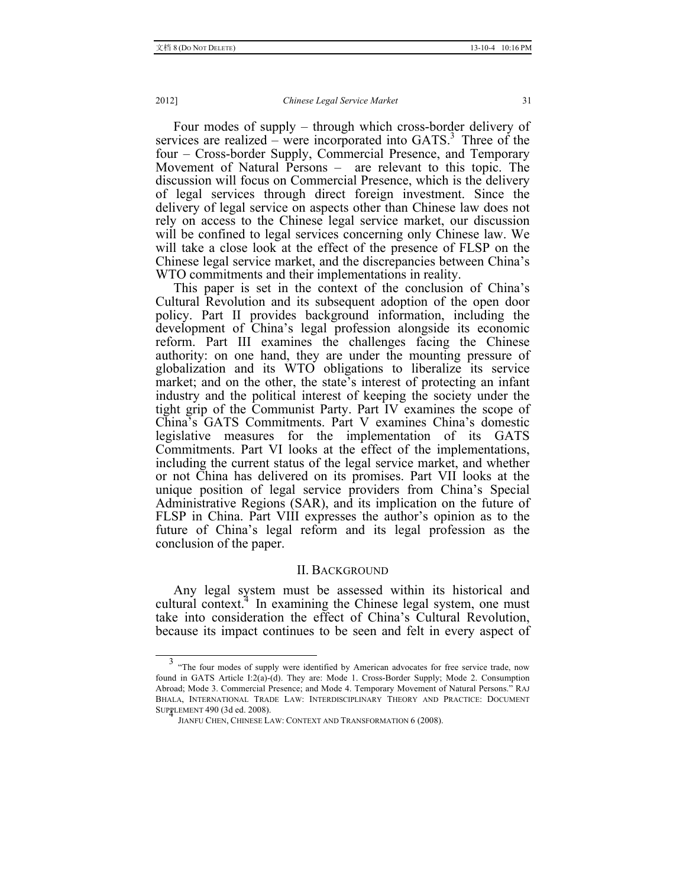Four modes of supply – through which cross-border delivery of services are realized – were incorporated into GATS.[3] Three of the four – Cross-border Supply, Commercial Presence, and Temporary Movement of Natural Persons – are relevant to this topic. The discussion will focus on Commercial Presence, which is the delivery of legal services through direct foreign investment. Since the delivery of legal service on aspects other than Chinese law does not rely on access to the Chinese legal service market, our discussion will be confined to legal services concerning only Chinese law. We will take a close look at the effect of the presence of FLSP on the Chinese legal service market, and the discrepancies between China's WTO commitments and their implementations in reality.

This paper is set in the context of the conclusion of China's Cultural Revolution and its subsequent adoption of the open door policy. Part II provides background information, including the development of China's legal profession alongside its economic reform. Part III examines the challenges facing the Chinese authority: on one hand, they are under the mounting pressure of globalization and its WTO obligations to liberalize its service market; and on the other, the state's interest of protecting an infant industry and the political interest of keeping the society under the tight grip of the Communist Party. Part IV examines the scope of China's GATS Commitments. Part V examines China's domestic legislative measures for the implementation of its GATS Commitments. Part VI looks at the effect of the implementations, including the current status of the legal service market, and whether or not China has delivered on its promises. Part VII looks at the unique position of legal service providers from China's Special Administrative Regions (SAR), and its implication on the future of FLSP in China. Part VIII expresses the author's opinion as to the future of China's legal reform and its legal profession as the conclusion of the paper.

## II. Background

Any legal system must be assessed within its historical and cultural context.[4] In examining the Chinese legal system, one must take into consideration the effect of China's Cultural Revolution, because its impact continues to be seen and felt in every aspect of

---

[3] "The four modes of supply were identified by American advocates for free service trade, now found in GATS Article I:2(a)-(d). They are: Mode 1. Cross-Border Supply; Mode 2. Consumption Abroad; Mode 3. Commercial Presence; and Mode 4. Temporary Movement of Natural Persons." Raj Bhala, International Trade Law: Interdisciplinary Theory and Practice: Document Supplement 490 (3d ed. 2008).

[4] Jianfu Chen, Chinese Law: Context and Transformation 6 (2008).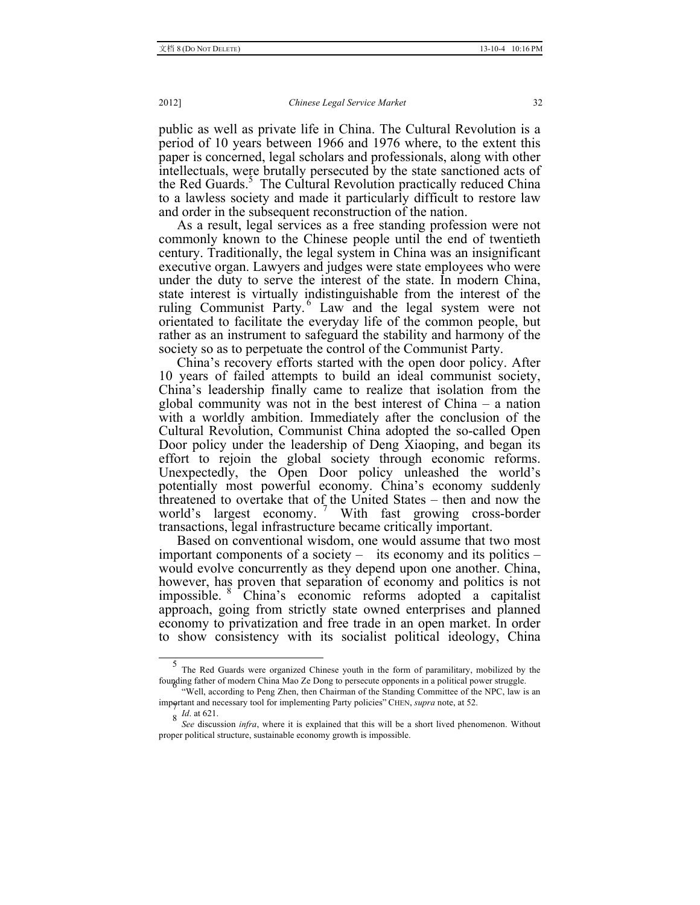public as well as private life in China. The Cultural Revolution is a period of 10 years between 1966 and 1976 where, to the extent this paper is concerned, legal scholars and professionals, along with other intellectuals, were brutally persecuted by the state sanctioned acts of the Red Guards.[5] The Cultural Revolution practically reduced China to a lawless society and made it particularly difficult to restore law and order in the subsequent reconstruction of the nation.

As a result, legal services as a free standing profession were not commonly known to the Chinese people until the end of twentieth century. Traditionally, the legal system in China was an insignificant executive organ. Lawyers and judges were state employees who were under the duty to serve the interest of the state. In modern China, state interest is virtually indistinguishable from the interest of the ruling Communist Party.[6] Law and the legal system were not orientated to facilitate the everyday life of the common people, but rather as an instrument to safeguard the stability and harmony of the society so as to perpetuate the control of the Communist Party.

China's recovery efforts started with the open door policy. After 10 years of failed attempts to build an ideal communist society, China's leadership finally came to realize that isolation from the global community was not in the best interest of China – a nation with a worldly ambition. Immediately after the conclusion of the Cultural Revolution, Communist China adopted the so-called Open Door policy under the leadership of Deng Xiaoping, and began its effort to rejoin the global society through economic reforms. Unexpectedly, the Open Door policy unleashed the world's potentially most powerful economy. China's economy suddenly threatened to overtake that of the United States – then and now the world's largest economy.[7] With fast growing cross-border transactions, legal infrastructure became critically important.

Based on conventional wisdom, one would assume that two most important components of a society – its economy and its politics – would evolve concurrently as they depend upon one another. China, however, has proven that separation of economy and politics is not impossible.[8] China's economic reforms adopted a capitalist approach, going from strictly state owned enterprises and planned economy to privatization and free trade in an open market. In order to show consistency with its socialist political ideology, China

---

[5] The Red Guards were organized Chinese youth in the form of paramilitary, mobilized by the founding father of modern China Mao Ze Dong to persecute opponents in a political power struggle.

[6] "Well, according to Peng Zhen, then Chairman of the Standing Committee of the NPC, law is an important and necessary tool for implementing Party policies" CHEN, *supra* note, at 52.

[7] *Id*. at 621.

[8] *See* discussion *infra*, where it is explained that this will be a short lived phenomenon. Without proper political structure, sustainable economy growth is impossible.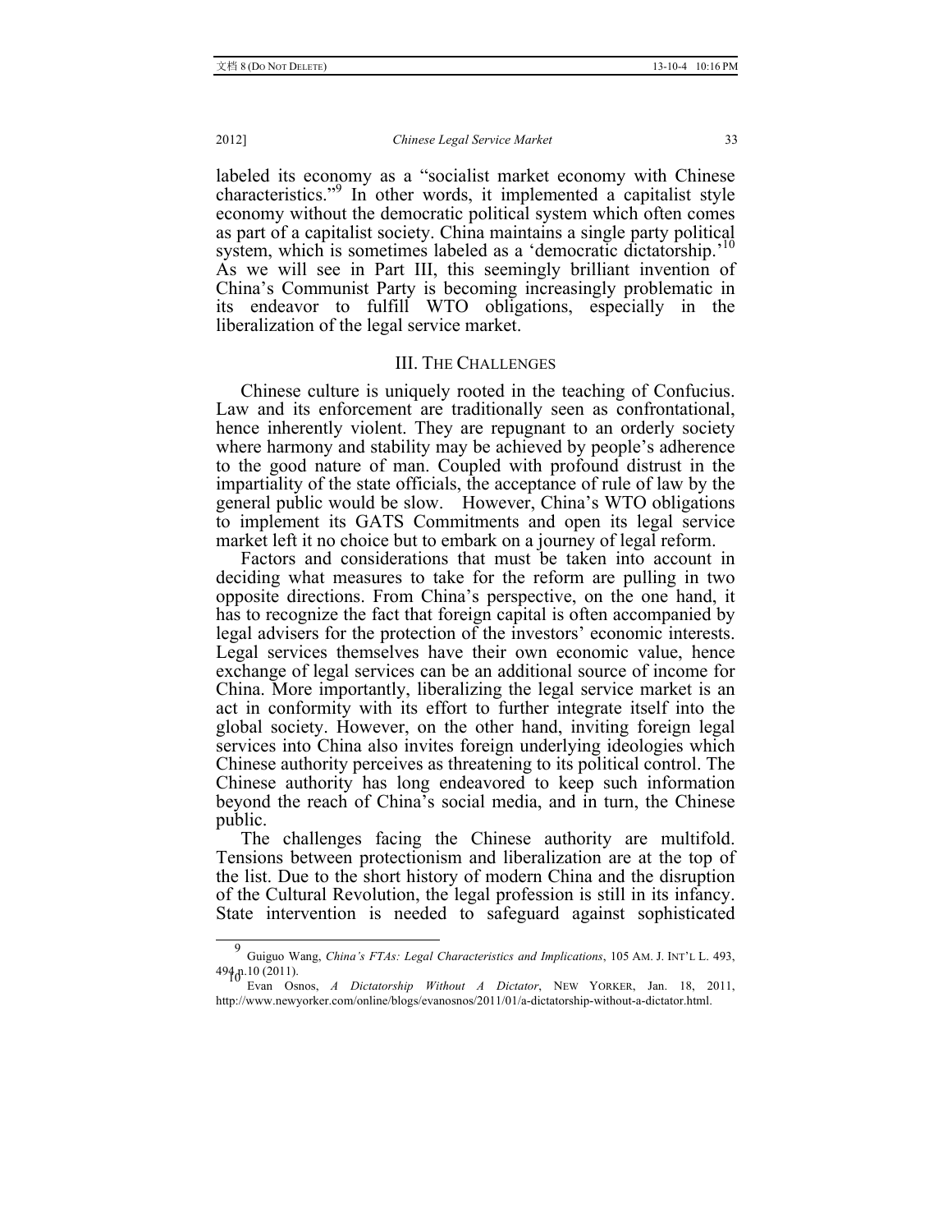labeled its economy as a "socialist market economy with Chinese characteristics."[9] In other words, it implemented a capitalist style economy without the democratic political system which often comes as part of a capitalist society. China maintains a single party political system, which is sometimes labeled as a 'democratic dictatorship.'[10] As we will see in Part III, this seemingly brilliant invention of China's Communist Party is becoming increasingly problematic in its endeavor to fulfill WTO obligations, especially in the liberalization of the legal service market.

## III. The Challenges

Chinese culture is uniquely rooted in the teaching of Confucius. Law and its enforcement are traditionally seen as confrontational, hence inherently violent. They are repugnant to an orderly society where harmony and stability may be achieved by people's adherence to the good nature of man. Coupled with profound distrust in the impartiality of the state officials, the acceptance of rule of law by the general public would be slow. However, China's WTO obligations to implement its GATS Commitments and open its legal service market left it no choice but to embark on a journey of legal reform.

Factors and considerations that must be taken into account in deciding what measures to take for the reform are pulling in two opposite directions. From China's perspective, on the one hand, it has to recognize the fact that foreign capital is often accompanied by legal advisers for the protection of the investors' economic interests. Legal services themselves have their own economic value, hence exchange of legal services can be an additional source of income for China. More importantly, liberalizing the legal service market is an act in conformity with its effort to further integrate itself into the global society. However, on the other hand, inviting foreign legal services into China also invites foreign underlying ideologies which Chinese authority perceives as threatening to its political control. The Chinese authority has long endeavored to keep such information beyond the reach of China's social media, and in turn, the Chinese public.

The challenges facing the Chinese authority are multifold. Tensions between protectionism and liberalization are at the top of the list. Due to the short history of modern China and the disruption of the Cultural Revolution, the legal profession is still in its infancy. State intervention is needed to safeguard against sophisticated

---

[9] Guiguo Wang, *China's FTAs: Legal Characteristics and Implications*, 105 AM. J. INT'L L. 493, 494 n.10 (2011).

[10] Evan Osnos, *A Dictatorship Without A Dictator*, NEW YORKER, Jan. 18, 2011, http://www.newyorker.com/online/blogs/evanosnos/2011/01/a-dictatorship-without-a-dictator.html.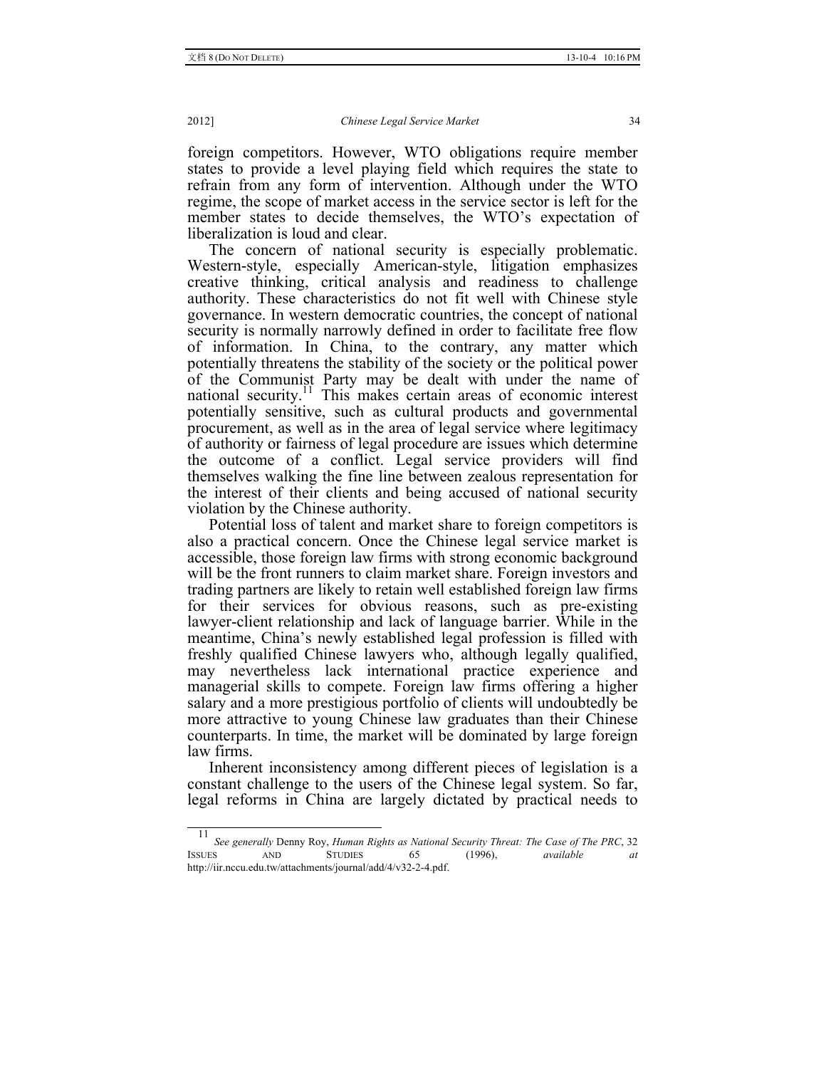foreign competitors. However, WTO obligations require member states to provide a level playing field which requires the state to refrain from any form of intervention. Although under the WTO regime, the scope of market access in the service sector is left for the member states to decide themselves, the WTO's expectation of liberalization is loud and clear.

The concern of national security is especially problematic. Western-style, especially American-style, litigation emphasizes creative thinking, critical analysis and readiness to challenge authority. These characteristics do not fit well with Chinese style governance. In western democratic countries, the concept of national security is normally narrowly defined in order to facilitate free flow of information. In China, to the contrary, any matter which potentially threatens the stability of the society or the political power of the Communist Party may be dealt with under the name of national security.[11] This makes certain areas of economic interest potentially sensitive, such as cultural products and governmental procurement, as well as in the area of legal service where legitimacy of authority or fairness of legal procedure are issues which determine the outcome of a conflict. Legal service providers will find themselves walking the fine line between zealous representation for the interest of their clients and being accused of national security violation by the Chinese authority.

Potential loss of talent and market share to foreign competitors is also a practical concern. Once the Chinese legal service market is accessible, those foreign law firms with strong economic background will be the front runners to claim market share. Foreign investors and trading partners are likely to retain well established foreign law firms for their services for obvious reasons, such as pre-existing lawyer-client relationship and lack of language barrier. While in the meantime, China's newly established legal profession is filled with freshly qualified Chinese lawyers who, although legally qualified, may nevertheless lack international practice experience and managerial skills to compete. Foreign law firms offering a higher salary and a more prestigious portfolio of clients will undoubtedly be more attractive to young Chinese law graduates than their Chinese counterparts. In time, the market will be dominated by large foreign law firms.

Inherent inconsistency among different pieces of legislation is a constant challenge to the users of the Chinese legal system. So far, legal reforms in China are largely dictated by practical needs to

---

[11] *See generally* Denny Roy, *Human Rights as National Security Threat: The Case of The PRC*, 32 ISSUES AND STUDIES 65 (1996), *available at* http://iir.nccu.edu.tw/attachments/journal/add/4/v32-2-4.pdf.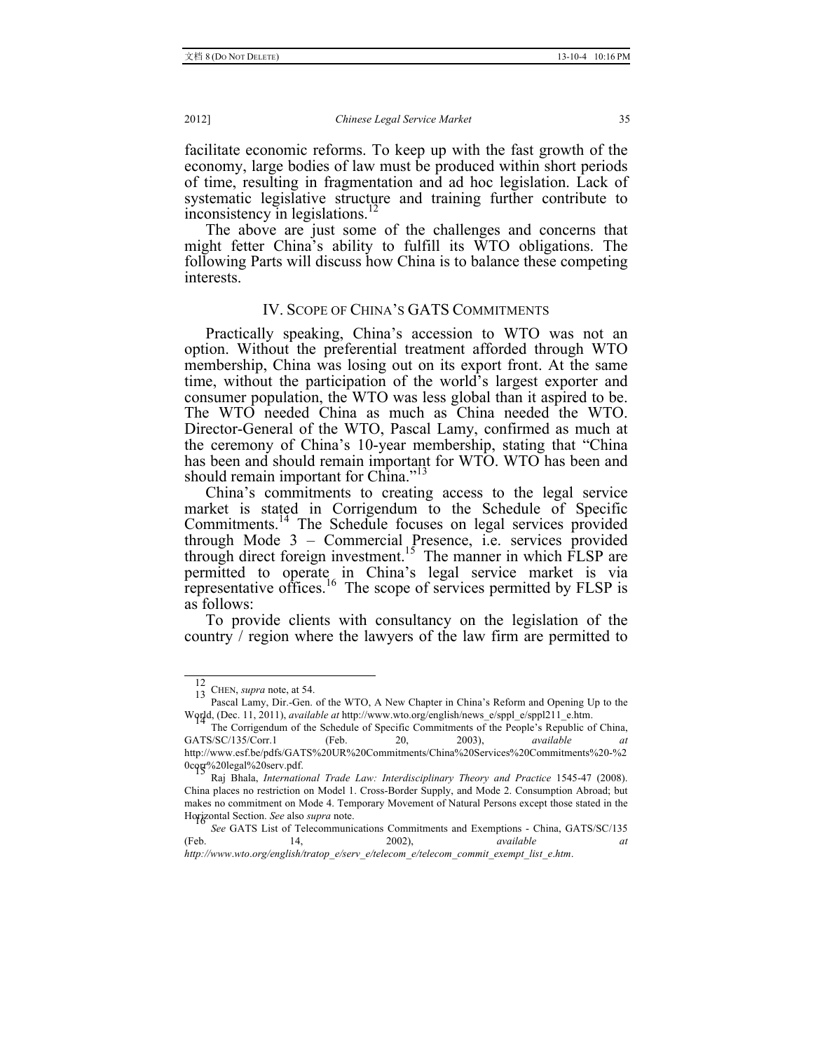facilitate economic reforms. To keep up with the fast growth of the economy, large bodies of law must be produced within short periods of time, resulting in fragmentation and ad hoc legislation. Lack of systematic legislative structure and training further contribute to inconsistency in legislations.[12]

The above are just some of the challenges and concerns that might fetter China's ability to fulfill its WTO obligations. The following Parts will discuss how China is to balance these competing interests.

## IV. SCOPE OF CHINA'S GATS COMMITMENTS

Practically speaking, China's accession to WTO was not an option. Without the preferential treatment afforded through WTO membership, China was losing out on its export front. At the same time, without the participation of the world's largest exporter and consumer population, the WTO was less global than it aspired to be. The WTO needed China as much as China needed the WTO. Director-General of the WTO, Pascal Lamy, confirmed as much at the ceremony of China's 10-year membership, stating that "China has been and should remain important for WTO. WTO has been and should remain important for China."[13]

China's commitments to creating access to the legal service market is stated in Corrigendum to the Schedule of Specific Commitments.[14] The Schedule focuses on legal services provided through Mode 3 – Commercial Presence, i.e. services provided through direct foreign investment.[15] The manner in which FLSP are permitted to operate in China's legal service market is via representative offices.[16] The scope of services permitted by FLSP is as follows:

To provide clients with consultancy on the legislation of the country / region where the lawyers of the law firm are permitted to

---

[12] CHEN, *supra* note, at 54.

[13] Pascal Lamy, Dir.-Gen. of the WTO, A New Chapter in China's Reform and Opening Up to the World, (Dec. 11, 2011), *available at* http://www.wto.org/english/news_e/sppl_e/sppl211_e.htm.

[14] The Corrigendum of the Schedule of Specific Commitments of the People's Republic of China, GATS/SC/135/Corr.1 (Feb. 20, 2003), *available at* http://www.esf.be/pdfs/GATS%20UR%20Commitments/China%20Services%20Commitments%20-%20corr%20legal%20serv.pdf.

[15] Raj Bhala, *International Trade Law: Interdisciplinary Theory and Practice* 1545-47 (2008). China places no restriction on Model 1. Cross-Border Supply, and Mode 2. Consumption Abroad; but makes no commitment on Mode 4. Temporary Movement of Natural Persons except those stated in the Horizontal Section. *See* also *supra* note.

[16] *See* GATS List of Telecommunications Commitments and Exemptions - China, GATS/SC/135 (Feb. 14, 2002), *available at* *http://www.wto.org/english/tratop_e/serv_e/telecom_e/telecom_commit_exempt_list_e.htm*.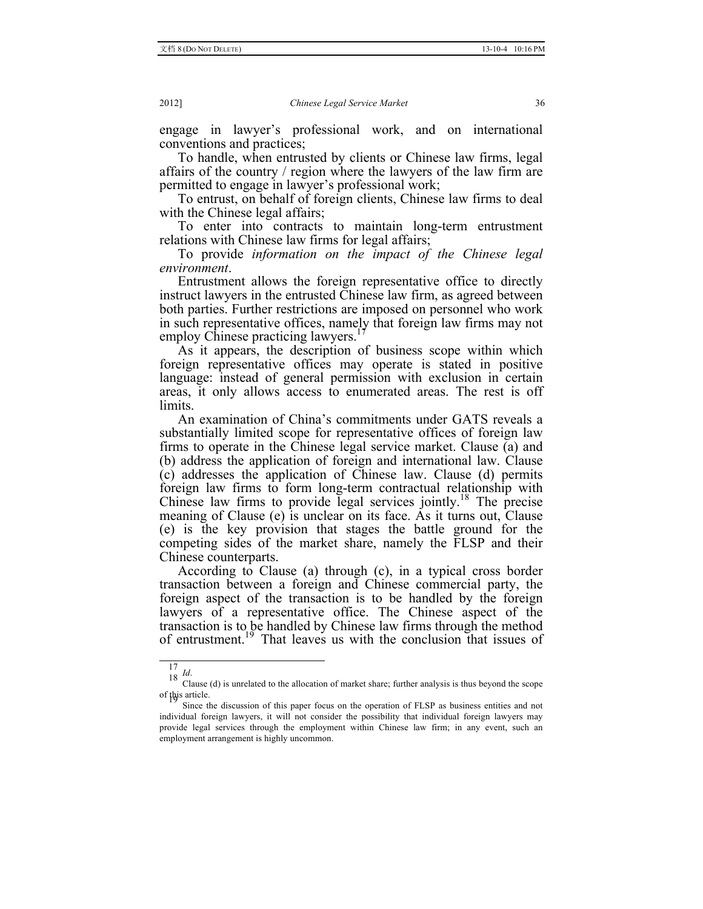engage in lawyer's professional work, and on international conventions and practices;

To handle, when entrusted by clients or Chinese law firms, legal affairs of the country / region where the lawyers of the law firm are permitted to engage in lawyer's professional work;

To entrust, on behalf of foreign clients, Chinese law firms to deal with the Chinese legal affairs;

To enter into contracts to maintain long-term entrustment relations with Chinese law firms for legal affairs;

To provide *information on the impact of the Chinese legal environment*.

Entrustment allows the foreign representative office to directly instruct lawyers in the entrusted Chinese law firm, as agreed between both parties. Further restrictions are imposed on personnel who work in such representative offices, namely that foreign law firms may not employ Chinese practicing lawyers.[17]

As it appears, the description of business scope within which foreign representative offices may operate is stated in positive language: instead of general permission with exclusion in certain areas, it only allows access to enumerated areas. The rest is off limits.

An examination of China's commitments under GATS reveals a substantially limited scope for representative offices of foreign law firms to operate in the Chinese legal service market. Clause (a) and (b) address the application of foreign and international law. Clause (c) addresses the application of Chinese law. Clause (d) permits foreign law firms to form long-term contractual relationship with Chinese law firms to provide legal services jointly.[18] The precise meaning of Clause (e) is unclear on its face. As it turns out, Clause (e) is the key provision that stages the battle ground for the competing sides of the market share, namely the FLSP and their Chinese counterparts.

According to Clause (a) through (c), in a typical cross border transaction between a foreign and Chinese commercial party, the foreign aspect of the transaction is to be handled by the foreign lawyers of a representative office. The Chinese aspect of the transaction is to be handled by Chinese law firms through the method of entrustment.[19] That leaves us with the conclusion that issues of

---

[17] *Id.*

[18] Clause (d) is unrelated to the allocation of market share; further analysis is thus beyond the scope of this article.

[19] Since the discussion of this paper focus on the operation of FLSP as business entities and not individual foreign lawyers, it will not consider the possibility that individual foreign lawyers may provide legal services through the employment within Chinese law firm; in any event, such an employment arrangement is highly uncommon.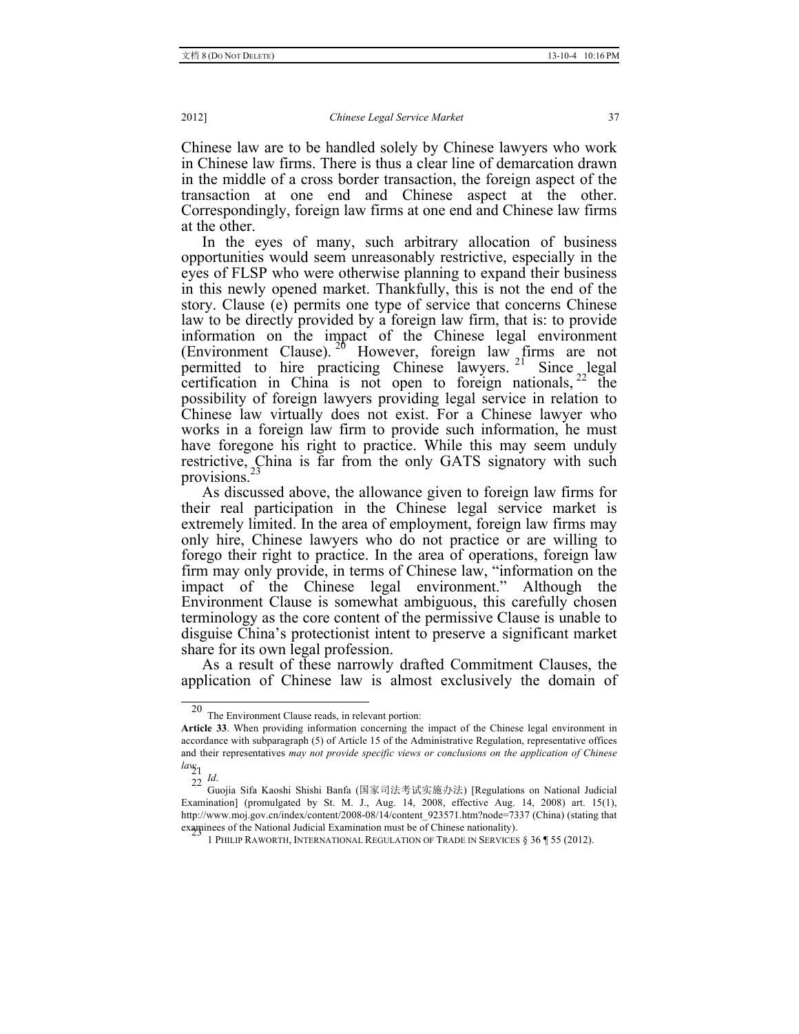Chinese law are to be handled solely by Chinese lawyers who work in Chinese law firms. There is thus a clear line of demarcation drawn in the middle of a cross border transaction, the foreign aspect of the transaction at one end and Chinese aspect at the other. Correspondingly, foreign law firms at one end and Chinese law firms at the other.

In the eyes of many, such arbitrary allocation of business opportunities would seem unreasonably restrictive, especially in the eyes of FLSP who were otherwise planning to expand their business in this newly opened market. Thankfully, this is not the end of the story. Clause (e) permits one type of service that concerns Chinese law to be directly provided by a foreign law firm, that is: to provide information on the impact of the Chinese legal environment (Environment Clause).[20] However, foreign law firms are not permitted to hire practicing Chinese lawyers.[21] Since legal certification in China is not open to foreign nationals,[22] the possibility of foreign lawyers providing legal service in relation to Chinese law virtually does not exist. For a Chinese lawyer who works in a foreign law firm to provide such information, he must have foregone his right to practice. While this may seem unduly restrictive, China is far from the only GATS signatory with such provisions.[23]

As discussed above, the allowance given to foreign law firms for their real participation in the Chinese legal service market is extremely limited. In the area of employment, foreign law firms may only hire, Chinese lawyers who do not practice or are willing to forego their right to practice. In the area of operations, foreign law firm may only provide, in terms of Chinese law, "information on the impact of the Chinese legal environment." Although the Environment Clause is somewhat ambiguous, this carefully chosen terminology as the core content of the permissive Clause is unable to disguise China's protectionist intent to preserve a significant market share for its own legal profession.

As a result of these narrowly drafted Commitment Clauses, the application of Chinese law is almost exclusively the domain of

---

[20] The Environment Clause reads, in relevant portion:

**Article 33**. When providing information concerning the impact of the Chinese legal environment in accordance with subparagraph (5) of Article 15 of the Administrative Regulation, representative offices and their representatives *may not provide specific views or conclusions on the application of Chinese law*.

[21] *Id.*

[22] Guojia Sifa Kaoshi Shishi Banfa (国家司法考试实施办法) [Regulations on National Judicial Examination] (promulgated by St. M. J., Aug. 14, 2008, effective Aug. 14, 2008) art. 15(1), http://www.moj.gov.cn/index/content/2008-08/14/content_923571.htm?node=7337 (China) (stating that examinees of the National Judicial Examination must be of Chinese nationality).

[23] 1 PHILIP RAWORTH, INTERNATIONAL REGULATION OF TRADE IN SERVICES § 36 ¶ 55 (2012).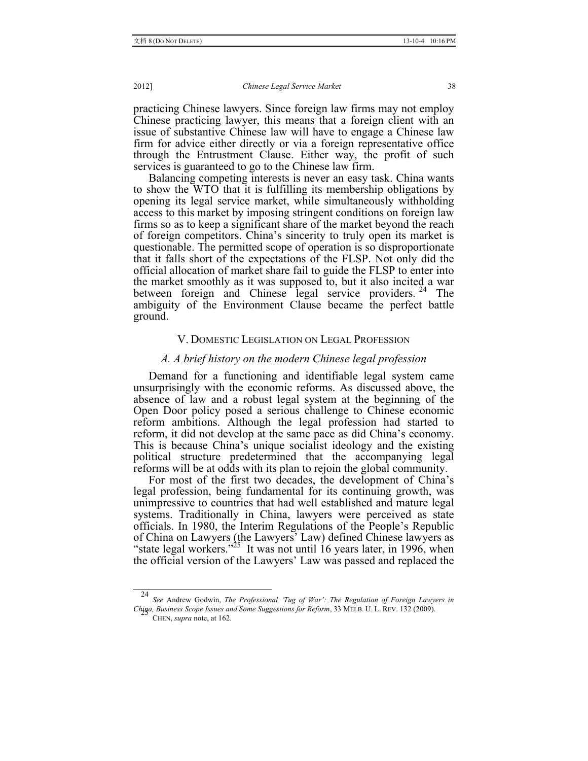practicing Chinese lawyers. Since foreign law firms may not employ Chinese practicing lawyer, this means that a foreign client with an issue of substantive Chinese law will have to engage a Chinese law firm for advice either directly or via a foreign representative office through the Entrustment Clause. Either way, the profit of such services is guaranteed to go to the Chinese law firm.

Balancing competing interests is never an easy task. China wants to show the WTO that it is fulfilling its membership obligations by opening its legal service market, while simultaneously withholding access to this market by imposing stringent conditions on foreign law firms so as to keep a significant share of the market beyond the reach of foreign competitors. China's sincerity to truly open its market is questionable. The permitted scope of operation is so disproportionate that it falls short of the expectations of the FLSP. Not only did the official allocation of market share fail to guide the FLSP to enter into the market smoothly as it was supposed to, but it also incited a war between foreign and Chinese legal service providers.[24] The ambiguity of the Environment Clause became the perfect battle ground.

## V. DOMESTIC LEGISLATION ON LEGAL PROFESSION

### *A. A brief history on the modern Chinese legal profession*

Demand for a functioning and identifiable legal system came unsurprisingly with the economic reforms. As discussed above, the absence of law and a robust legal system at the beginning of the Open Door policy posed a serious challenge to Chinese economic reform ambitions. Although the legal profession had started to reform, it did not develop at the same pace as did China's economy. This is because China's unique socialist ideology and the existing political structure predetermined that the accompanying legal reforms will be at odds with its plan to rejoin the global community.

For most of the first two decades, the development of China's legal profession, being fundamental for its continuing growth, was unimpressive to countries that had well established and mature legal systems. Traditionally in China, lawyers were perceived as state officials. In 1980, the Interim Regulations of the People's Republic of China on Lawyers (the Lawyers' Law) defined Chinese lawyers as "state legal workers."[25] It was not until 16 years later, in 1996, when the official version of the Lawyers' Law was passed and replaced the

---

[24] *See* Andrew Godwin, *The Professional 'Tug of War': The Regulation of Foreign Lawyers in China, Business Scope Issues and Some Suggestions for Reform*, 33 MELB. U. L. REV. 132 (2009).

[25] CHEN, *supra* note, at 162.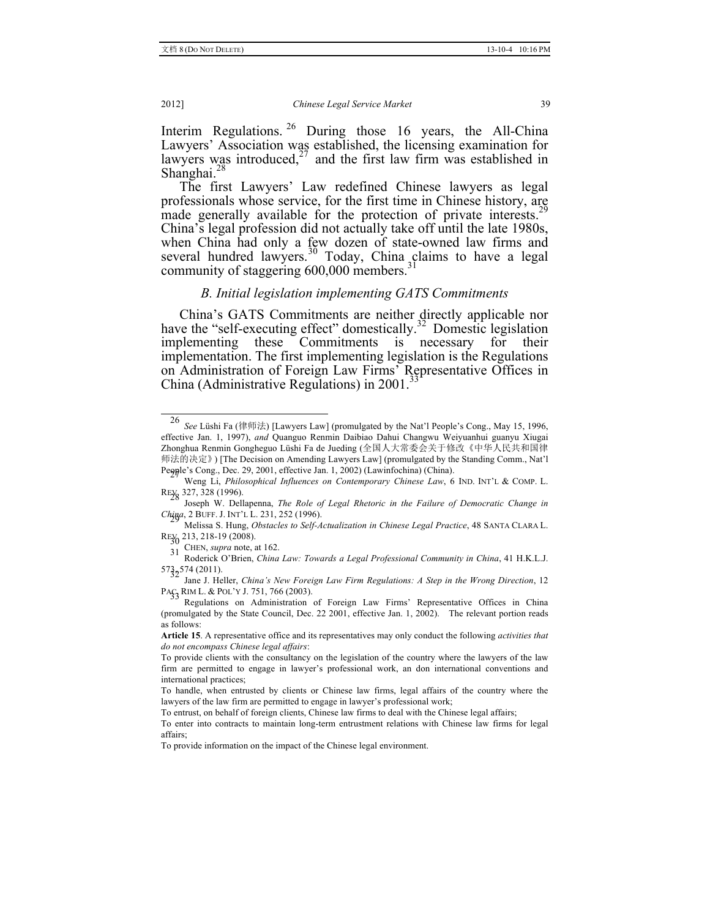Interim Regulations.[26] During those 16 years, the All-China Lawyers' Association was established, the licensing examination for lawyers was introduced,[27] and the first law firm was established in Shanghai.[28]

The first Lawyers' Law redefined Chinese lawyers as legal professionals whose service, for the first time in Chinese history, are made generally available for the protection of private interests.[29] China's legal profession did not actually take off until the late 1980s, when China had only a few dozen of state-owned law firms and several hundred lawyers.[30] Today, China claims to have a legal community of staggering 600,000 members.[31]

### *B. Initial legislation implementing GATS Commitments*

China's GATS Commitments are neither directly applicable nor have the "self-executing effect" domestically.[32] Domestic legislation implementing these Commitments is necessary for their implementation. The first implementing legislation is the Regulations on Administration of Foreign Law Firms' Representative Offices in China (Administrative Regulations) in 2001.[33]

---

[26] *See* Lüshi Fa (律师法) [Lawyers Law] (promulgated by the Nat'l People's Cong., May 15, 1996, effective Jan. 1, 1997), *and* Quanguo Renmin Daibiao Dahui Changwu Weiyuanhui guanyu Xiugai Zhonghua Renmin Gongheguo Lüshi Fa de Jueding (全国人大常委会关于修改《中华人民共和国律师法的决定》) [The Decision on Amending Lawyers Law] (promulgated by the Standing Comm., Nat'l People's Cong., Dec. 29, 2001, effective Jan. 1, 2002) (Lawinfochina) (China).

[27] Weng Li, *Philosophical Influences on Contemporary Chinese Law*, 6 IND. INT'L & COMP. L. REV. 327, 328 (1996).

[28] Joseph W. Dellapenna, *The Role of Legal Rhetoric in the Failure of Democratic Change in China*, 2 BUFF. J. INT'L L. 231, 252 (1996).

[29] Melissa S. Hung, *Obstacles to Self-Actualization in Chinese Legal Practice*, 48 SANTA CLARA L. REV. 213, 218-19 (2008).

[30] CHEN, *supra* note, at 162.

[31] Roderick O'Brien, *China Law: Towards a Legal Professional Community in China*, 41 H.K.L.J. 573, 574 (2011).

[32] Jane J. Heller, *China's New Foreign Law Firm Regulations: A Step in the Wrong Direction*, 12 PAC. RIM L. & POL'Y J. 751, 766 (2003).

[33] Regulations on Administration of Foreign Law Firms' Representative Offices in China (promulgated by the State Council, Dec. 22 2001, effective Jan. 1, 2002). The relevant portion reads as follows:

**Article 15**. A representative office and its representatives may only conduct the following *activities that do not encompass Chinese legal affairs*:

To provide clients with the consultancy on the legislation of the country where the lawyers of the law firm are permitted to engage in lawyer's professional work, an don international conventions and international practices;

To handle, when entrusted by clients or Chinese law firms, legal affairs of the country where the lawyers of the law firm are permitted to engage in lawyer's professional work;

To entrust, on behalf of foreign clients, Chinese law firms to deal with the Chinese legal affairs;

To enter into contracts to maintain long-term entrustment relations with Chinese law firms for legal affairs;

To provide information on the impact of the Chinese legal environment.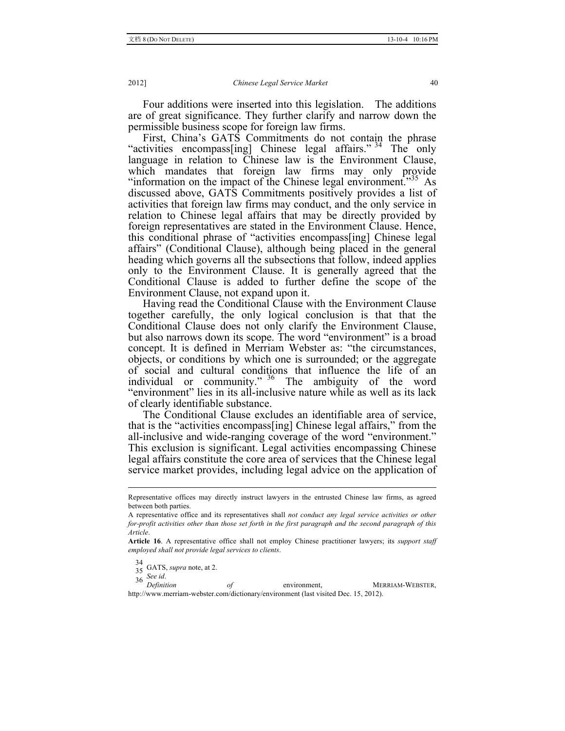Four additions were inserted into this legislation. The additions are of great significance. They further clarify and narrow down the permissible business scope for foreign law firms.

First, China's GATS Commitments do not contain the phrase "activities encompass[ing] Chinese legal affairs."[34] The only language in relation to Chinese law is the Environment Clause, which mandates that foreign law firms may only provide "information on the impact of the Chinese legal environment."[35] As discussed above, GATS Commitments positively provides a list of activities that foreign law firms may conduct, and the only service in relation to Chinese legal affairs that may be directly provided by foreign representatives are stated in the Environment Clause. Hence, this conditional phrase of "activities encompass[ing] Chinese legal affairs" (Conditional Clause), although being placed in the general heading which governs all the subsections that follow, indeed applies only to the Environment Clause. It is generally agreed that the Conditional Clause is added to further define the scope of the Environment Clause, not expand upon it.

Having read the Conditional Clause with the Environment Clause together carefully, the only logical conclusion is that that the Conditional Clause does not only clarify the Environment Clause, but also narrows down its scope. The word "environment" is a broad concept. It is defined in Merriam Webster as: "the circumstances, objects, or conditions by which one is surrounded; or the aggregate of social and cultural conditions that influence the life of an individual or community."[36] The ambiguity of the word "environment" lies in its all-inclusive nature while as well as its lack of clearly identifiable substance.

The Conditional Clause excludes an identifiable area of service, that is the "activities encompass[ing] Chinese legal affairs," from the all-inclusive and wide-ranging coverage of the word "environment." This exclusion is significant. Legal activities encompassing Chinese legal affairs constitute the core area of services that the Chinese legal service market provides, including legal advice on the application of

---

Representative offices may directly instruct lawyers in the entrusted Chinese law firms, as agreed between both parties.

A representative office and its representatives shall *not conduct any legal service activities or other for-profit activities other than those set forth in the first paragraph and the second paragraph of this Article*.

**Article 16**. A representative office shall not employ Chinese practitioner lawyers; its *support staff employed shall not provide legal services to clients*.

[34] GATS, *supra* note, at 2.

[35] *See id*.

[36] *Definition of* environment, MERRIAM-WEBSTER, http://www.merriam-webster.com/dictionary/environment (last visited Dec. 15, 2012).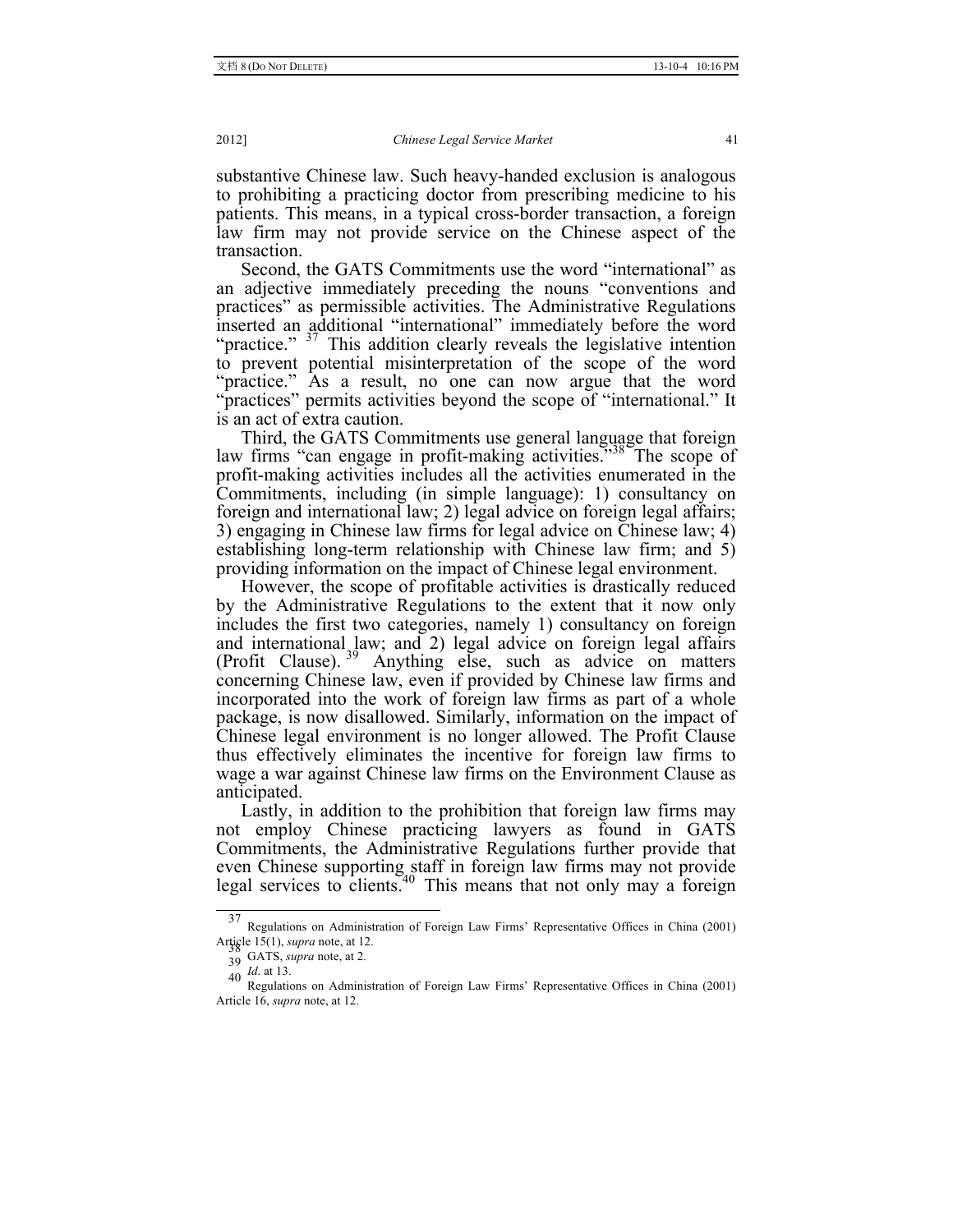substantive Chinese law. Such heavy-handed exclusion is analogous to prohibiting a practicing doctor from prescribing medicine to his patients. This means, in a typical cross-border transaction, a foreign law firm may not provide service on the Chinese aspect of the transaction.

Second, the GATS Commitments use the word "international" as an adjective immediately preceding the nouns "conventions and practices" as permissible activities. The Administrative Regulations inserted an additional "international" immediately before the word "practice."[37] This addition clearly reveals the legislative intention to prevent potential misinterpretation of the scope of the word "practice." As a result, no one can now argue that the word "practices" permits activities beyond the scope of "international." It is an act of extra caution.

Third, the GATS Commitments use general language that foreign law firms "can engage in profit-making activities."[38] The scope of profit-making activities includes all the activities enumerated in the Commitments, including (in simple language): 1) consultancy on foreign and international law; 2) legal advice on foreign legal affairs; 3) engaging in Chinese law firms for legal advice on Chinese law; 4) establishing long-term relationship with Chinese law firm; and 5) providing information on the impact of Chinese legal environment.

However, the scope of profitable activities is drastically reduced by the Administrative Regulations to the extent that it now only includes the first two categories, namely 1) consultancy on foreign and international law; and 2) legal advice on foreign legal affairs (Profit Clause).[39] Anything else, such as advice on matters concerning Chinese law, even if provided by Chinese law firms and incorporated into the work of foreign law firms as part of a whole package, is now disallowed. Similarly, information on the impact of Chinese legal environment is no longer allowed. The Profit Clause thus effectively eliminates the incentive for foreign law firms to wage a war against Chinese law firms on the Environment Clause as anticipated.

Lastly, in addition to the prohibition that foreign law firms may not employ Chinese practicing lawyers as found in GATS Commitments, the Administrative Regulations further provide that even Chinese supporting staff in foreign law firms may not provide legal services to clients.[40] This means that not only may a foreign

---

[37] Regulations on Administration of Foreign Law Firms' Representative Offices in China (2001) Article 15(1), *supra* note, at 12.

[38] GATS, *supra* note, at 2.

[39] *Id*. at 13.

[40] Regulations on Administration of Foreign Law Firms' Representative Offices in China (2001) Article 16, *supra* note, at 12.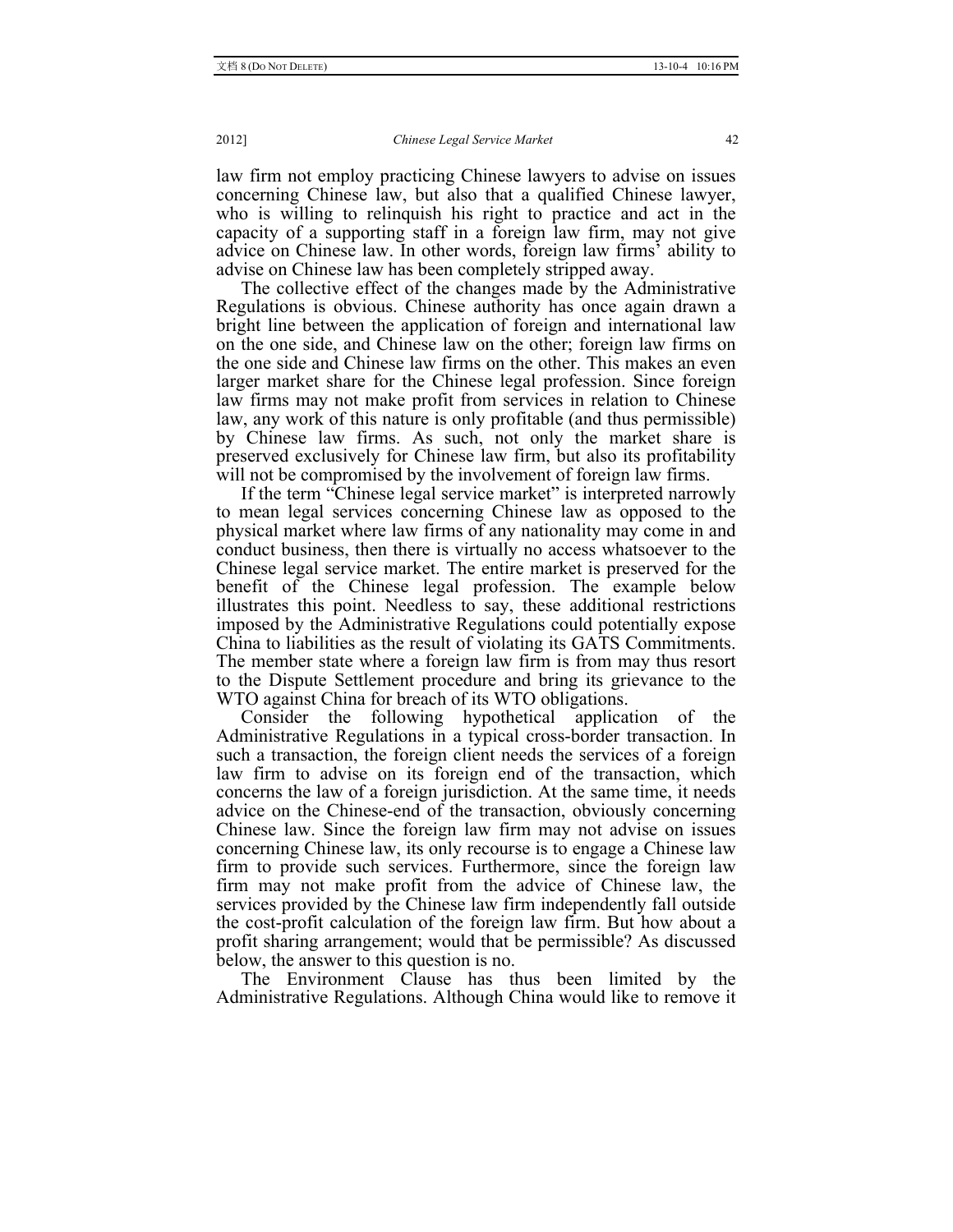law firm not employ practicing Chinese lawyers to advise on issues concerning Chinese law, but also that a qualified Chinese lawyer, who is willing to relinquish his right to practice and act in the capacity of a supporting staff in a foreign law firm, may not give advice on Chinese law. In other words, foreign law firms' ability to advise on Chinese law has been completely stripped away.

The collective effect of the changes made by the Administrative Regulations is obvious. Chinese authority has once again drawn a bright line between the application of foreign and international law on the one side, and Chinese law on the other; foreign law firms on the one side and Chinese law firms on the other. This makes an even larger market share for the Chinese legal profession. Since foreign law firms may not make profit from services in relation to Chinese law, any work of this nature is only profitable (and thus permissible) by Chinese law firms. As such, not only the market share is preserved exclusively for Chinese law firm, but also its profitability will not be compromised by the involvement of foreign law firms.

If the term "Chinese legal service market" is interpreted narrowly to mean legal services concerning Chinese law as opposed to the physical market where law firms of any nationality may come in and conduct business, then there is virtually no access whatsoever to the Chinese legal service market. The entire market is preserved for the benefit of the Chinese legal profession. The example below illustrates this point. Needless to say, these additional restrictions imposed by the Administrative Regulations could potentially expose China to liabilities as the result of violating its GATS Commitments. The member state where a foreign law firm is from may thus resort to the Dispute Settlement procedure and bring its grievance to the WTO against China for breach of its WTO obligations.

Consider the following hypothetical application of the Administrative Regulations in a typical cross-border transaction. In such a transaction, the foreign client needs the services of a foreign law firm to advise on its foreign end of the transaction, which concerns the law of a foreign jurisdiction. At the same time, it needs advice on the Chinese-end of the transaction, obviously concerning Chinese law. Since the foreign law firm may not advise on issues concerning Chinese law, its only recourse is to engage a Chinese law firm to provide such services. Furthermore, since the foreign law firm may not make profit from the advice of Chinese law, the services provided by the Chinese law firm independently fall outside the cost-profit calculation of the foreign law firm. But how about a profit sharing arrangement; would that be permissible? As discussed below, the answer to this question is no.

The Environment Clause has thus been limited by the Administrative Regulations. Although China would like to remove it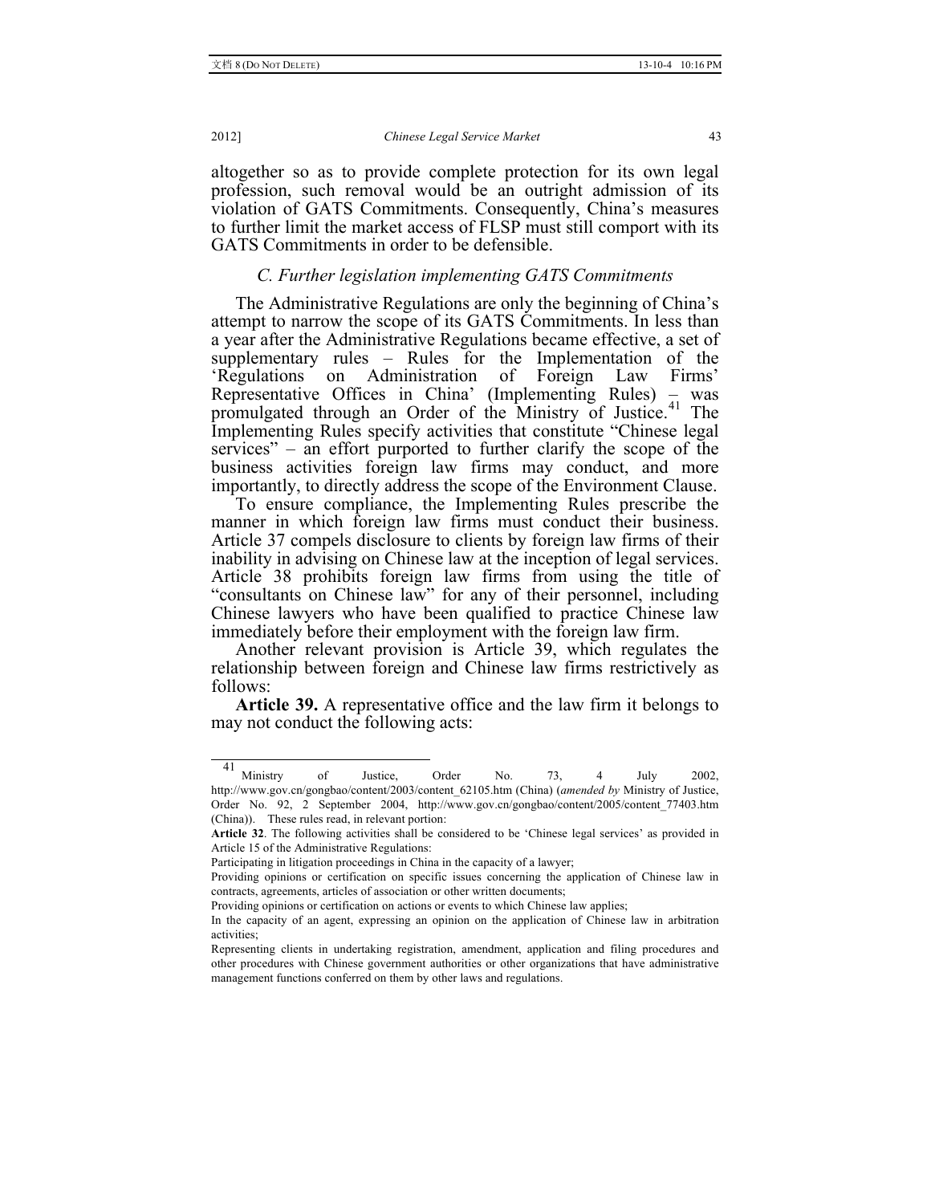altogether so as to provide complete protection for its own legal profession, such removal would be an outright admission of its violation of GATS Commitments. Consequently, China's measures to further limit the market access of FLSP must still comport with its GATS Commitments in order to be defensible.

### *C. Further legislation implementing GATS Commitments*

The Administrative Regulations are only the beginning of China's attempt to narrow the scope of its GATS Commitments. In less than a year after the Administrative Regulations became effective, a set of supplementary rules – Rules for the Implementation of the 'Regulations on Administration of Foreign Law Firms' Representative Offices in China' (Implementing Rules) – was promulgated through an Order of the Ministry of Justice.[41] The Implementing Rules specify activities that constitute "Chinese legal services" – an effort purported to further clarify the scope of the business activities foreign law firms may conduct, and more importantly, to directly address the scope of the Environment Clause.

To ensure compliance, the Implementing Rules prescribe the manner in which foreign law firms must conduct their business. Article 37 compels disclosure to clients by foreign law firms of their inability in advising on Chinese law at the inception of legal services. Article 38 prohibits foreign law firms from using the title of "consultants on Chinese law" for any of their personnel, including Chinese lawyers who have been qualified to practice Chinese law immediately before their employment with the foreign law firm.

Another relevant provision is Article 39, which regulates the relationship between foreign and Chinese law firms restrictively as follows:

**Article 39.** A representative office and the law firm it belongs to may not conduct the following acts:

---

[41] Ministry of Justice, Order No. 73, 4 July 2002, http://www.gov.cn/gongbao/content/2003/content_62105.htm (China) (*amended by* Ministry of Justice, Order No. 92, 2 September 2004, http://www.gov.cn/gongbao/content/2005/content_77403.htm (China)). These rules read, in relevant portion:

**Article 32**. The following activities shall be considered to be 'Chinese legal services' as provided in Article 15 of the Administrative Regulations:

Participating in litigation proceedings in China in the capacity of a lawyer;

Providing opinions or certification on specific issues concerning the application of Chinese law in contracts, agreements, articles of association or other written documents;

Providing opinions or certification on actions or events to which Chinese law applies;

In the capacity of an agent, expressing an opinion on the application of Chinese law in arbitration activities;

Representing clients in undertaking registration, amendment, application and filing procedures and other procedures with Chinese government authorities or other organizations that have administrative management functions conferred on them by other laws and regulations.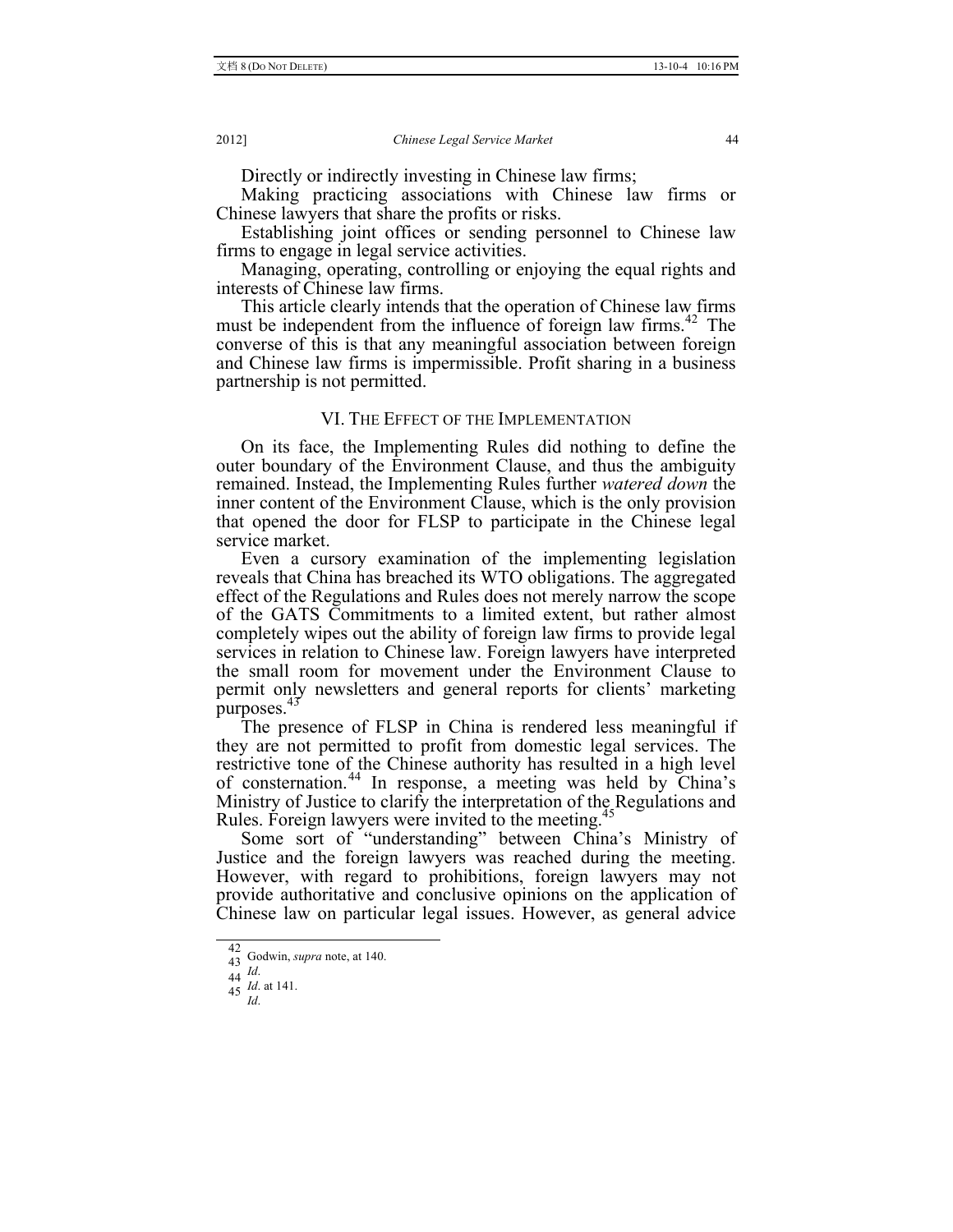Directly or indirectly investing in Chinese law firms;

Making practicing associations with Chinese law firms or Chinese lawyers that share the profits or risks.

Establishing joint offices or sending personnel to Chinese law firms to engage in legal service activities.

Managing, operating, controlling or enjoying the equal rights and interests of Chinese law firms.

This article clearly intends that the operation of Chinese law firms must be independent from the influence of foreign law firms.[42] The converse of this is that any meaningful association between foreign and Chinese law firms is impermissible. Profit sharing in a business partnership is not permitted.

## VI. The Effect of the Implementation

On its face, the Implementing Rules did nothing to define the outer boundary of the Environment Clause, and thus the ambiguity remained. Instead, the Implementing Rules further *watered down* the inner content of the Environment Clause, which is the only provision that opened the door for FLSP to participate in the Chinese legal service market.

Even a cursory examination of the implementing legislation reveals that China has breached its WTO obligations. The aggregated effect of the Regulations and Rules does not merely narrow the scope of the GATS Commitments to a limited extent, but rather almost completely wipes out the ability of foreign law firms to provide legal services in relation to Chinese law. Foreign lawyers have interpreted the small room for movement under the Environment Clause to permit only newsletters and general reports for clients' marketing purposes.[43]

The presence of FLSP in China is rendered less meaningful if they are not permitted to profit from domestic legal services. The restrictive tone of the Chinese authority has resulted in a high level of consternation.[44] In response, a meeting was held by China's Ministry of Justice to clarify the interpretation of the Regulations and Rules. Foreign lawyers were invited to the meeting.[45]

Some sort of "understanding" between China's Ministry of Justice and the foreign lawyers was reached during the meeting. However, with regard to prohibitions, foreign lawyers may not provide authoritative and conclusive opinions on the application of Chinese law on particular legal issues. However, as general advice

---

42 Godwin, *supra* note, at 140.

43 *Id*.

44 *Id*. at 141.

45 *Id*.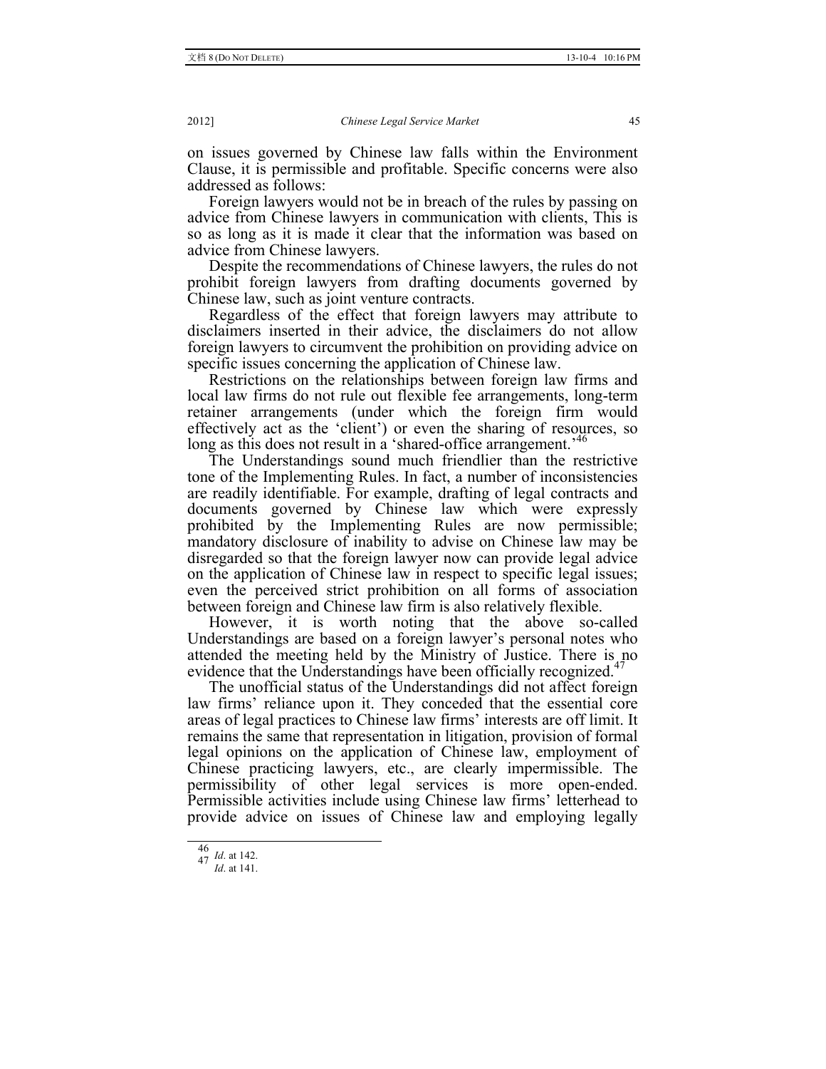on issues governed by Chinese law falls within the Environment Clause, it is permissible and profitable. Specific concerns were also addressed as follows:

Foreign lawyers would not be in breach of the rules by passing on advice from Chinese lawyers in communication with clients, This is so as long as it is made it clear that the information was based on advice from Chinese lawyers.

Despite the recommendations of Chinese lawyers, the rules do not prohibit foreign lawyers from drafting documents governed by Chinese law, such as joint venture contracts.

Regardless of the effect that foreign lawyers may attribute to disclaimers inserted in their advice, the disclaimers do not allow foreign lawyers to circumvent the prohibition on providing advice on specific issues concerning the application of Chinese law.

Restrictions on the relationships between foreign law firms and local law firms do not rule out flexible fee arrangements, long-term retainer arrangements (under which the foreign firm would effectively act as the 'client') or even the sharing of resources, so long as this does not result in a 'shared-office arrangement.'[46]

The Understandings sound much friendlier than the restrictive tone of the Implementing Rules. In fact, a number of inconsistencies are readily identifiable. For example, drafting of legal contracts and documents governed by Chinese law which were expressly prohibited by the Implementing Rules are now permissible; mandatory disclosure of inability to advise on Chinese law may be disregarded so that the foreign lawyer now can provide legal advice on the application of Chinese law in respect to specific legal issues; even the perceived strict prohibition on all forms of association between foreign and Chinese law firm is also relatively flexible.

However, it is worth noting that the above so-called Understandings are based on a foreign lawyer's personal notes who attended the meeting held by the Ministry of Justice. There is no evidence that the Understandings have been officially recognized.[47]

The unofficial status of the Understandings did not affect foreign law firms' reliance upon it. They conceded that the essential core areas of legal practices to Chinese law firms' interests are off limit. It remains the same that representation in litigation, provision of formal legal opinions on the application of Chinese law, employment of Chinese practicing lawyers, etc., are clearly impermissible. The permissibility of other legal services is more open-ended. Permissible activities include using Chinese law firms' letterhead to provide advice on issues of Chinese law and employing legally

---

[46] *Id.* at 142.

[47] *Id.* at 141.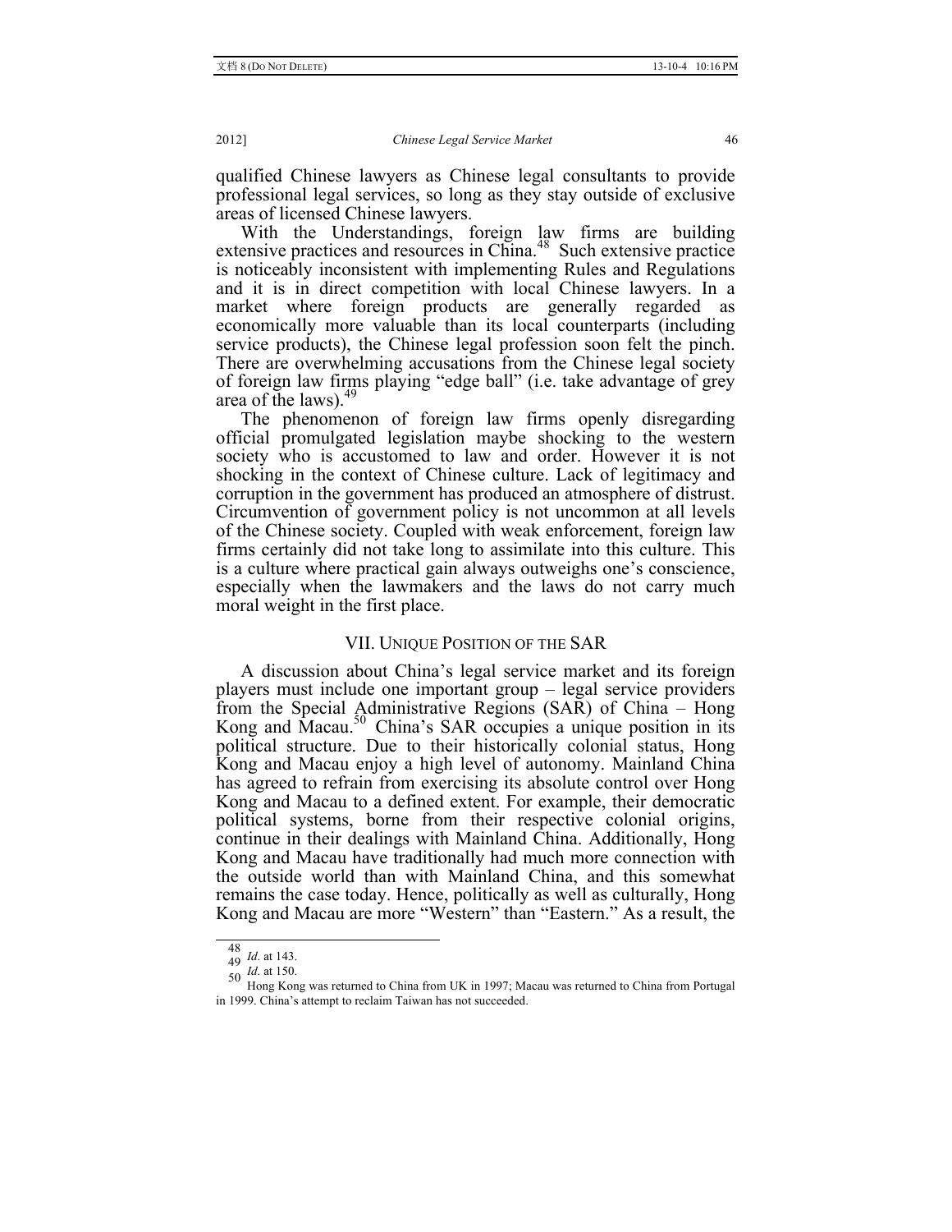qualified Chinese lawyers as Chinese legal consultants to provide professional legal services, so long as they stay outside of exclusive areas of licensed Chinese lawyers.

With the Understandings, foreign law firms are building extensive practices and resources in China.[48] Such extensive practice is noticeably inconsistent with implementing Rules and Regulations and it is in direct competition with local Chinese lawyers. In a market where foreign products are generally regarded as economically more valuable than its local counterparts (including service products), the Chinese legal profession soon felt the pinch. There are overwhelming accusations from the Chinese legal society of foreign law firms playing "edge ball" (i.e. take advantage of grey area of the laws).[49]

The phenomenon of foreign law firms openly disregarding official promulgated legislation maybe shocking to the western society who is accustomed to law and order. However it is not shocking in the context of Chinese culture. Lack of legitimacy and corruption in the government has produced an atmosphere of distrust. Circumvention of government policy is not uncommon at all levels of the Chinese society. Coupled with weak enforcement, foreign law firms certainly did not take long to assimilate into this culture. This is a culture where practical gain always outweighs one's conscience, especially when the lawmakers and the laws do not carry much moral weight in the first place.

## VII. Unique Position of the SAR

A discussion about China's legal service market and its foreign players must include one important group – legal service providers from the Special Administrative Regions (SAR) of China – Hong Kong and Macau.[50] China's SAR occupies a unique position in its political structure. Due to their historically colonial status, Hong Kong and Macau enjoy a high level of autonomy. Mainland China has agreed to refrain from exercising its absolute control over Hong Kong and Macau to a defined extent. For example, their democratic political systems, borne from their respective colonial origins, continue in their dealings with Mainland China. Additionally, Hong Kong and Macau have traditionally had much more connection with the outside world than with Mainland China, and this somewhat remains the case today. Hence, politically as well as culturally, Hong Kong and Macau are more "Western" than "Eastern." As a result, the

---

48 *Id*. at 143.

49 *Id*. at 150.

50 Hong Kong was returned to China from UK in 1997; Macau was returned to China from Portugal in 1999. China's attempt to reclaim Taiwan has not succeeded.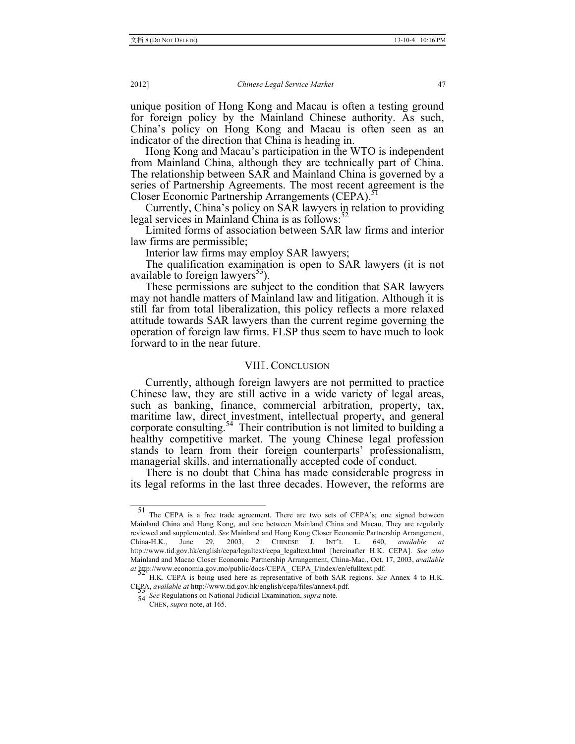unique position of Hong Kong and Macau is often a testing ground for foreign policy by the Mainland Chinese authority. As such, China's policy on Hong Kong and Macau is often seen as an indicator of the direction that China is heading in.

Hong Kong and Macau's participation in the WTO is independent from Mainland China, although they are technically part of China. The relationship between SAR and Mainland China is governed by a series of Partnership Agreements. The most recent agreement is the Closer Economic Partnership Arrangements (CEPA).[51]

Currently, China's policy on SAR lawyers in relation to providing legal services in Mainland China is as follows:[52]

Limited forms of association between SAR law firms and interior law firms are permissible;

Interior law firms may employ SAR lawyers;

The qualification examination is open to SAR lawyers (it is not available to foreign lawyers[53]).

These permissions are subject to the condition that SAR lawyers may not handle matters of Mainland law and litigation. Although it is still far from total liberalization, this policy reflects a more relaxed attitude towards SAR lawyers than the current regime governing the operation of foreign law firms. FLSP thus seem to have much to look forward to in the near future.

## VIII. CONCLUSION

Currently, although foreign lawyers are not permitted to practice Chinese law, they are still active in a wide variety of legal areas, such as banking, finance, commercial arbitration, property, tax, maritime law, direct investment, intellectual property, and general corporate consulting.[54] Their contribution is not limited to building a healthy competitive market. The young Chinese legal profession stands to learn from their foreign counterparts' professionalism, managerial skills, and internationally accepted code of conduct.

There is no doubt that China has made considerable progress in its legal reforms in the last three decades. However, the reforms are

---

[51] The CEPA is a free trade agreement. There are two sets of CEPA's; one signed between Mainland China and Hong Kong, and one between Mainland China and Macau. They are regularly reviewed and supplemented. *See* Mainland and Hong Kong Closer Economic Partnership Arrangement, China-H.K., June 29, 2003, 2 CHINESE J. INT'L L. 640, *available at* http://www.tid.gov.hk/english/cepa/legaltext/cepa_legaltext.html [hereinafter H.K. CEPA]. *See also* Mainland and Macao Closer Economic Partnership Arrangement, China-Mac., Oct. 17, 2003, *available at* http://www.economia.gov.mo/public/docs/CEPA_ CEPA_I/index/en/efulltext.pdf.

[52] H.K. CEPA is being used here as representative of both SAR regions. *See* Annex 4 to H.K. CEPA, *available at* http://www.tid.gov.hk/english/cepa/files/annex4.pdf.

[53] *See* Regulations on National Judicial Examination, *supra* note.

[54] CHEN, *supra* note, at 165.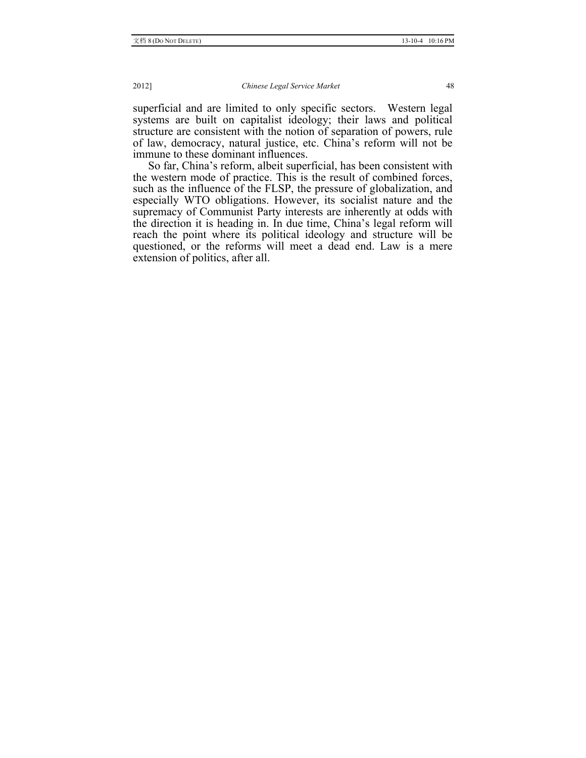superficial and are limited to only specific sectors. Western legal systems are built on capitalist ideology; their laws and political structure are consistent with the notion of separation of powers, rule of law, democracy, natural justice, etc. China's reform will not be immune to these dominant influences.

So far, China's reform, albeit superficial, has been consistent with the western mode of practice. This is the result of combined forces, such as the influence of the FLSP, the pressure of globalization, and especially WTO obligations. However, its socialist nature and the supremacy of Communist Party interests are inherently at odds with the direction it is heading in. In due time, China's legal reform will reach the point where its political ideology and structure will be questioned, or the reforms will meet a dead end. Law is a mere extension of politics, after all.